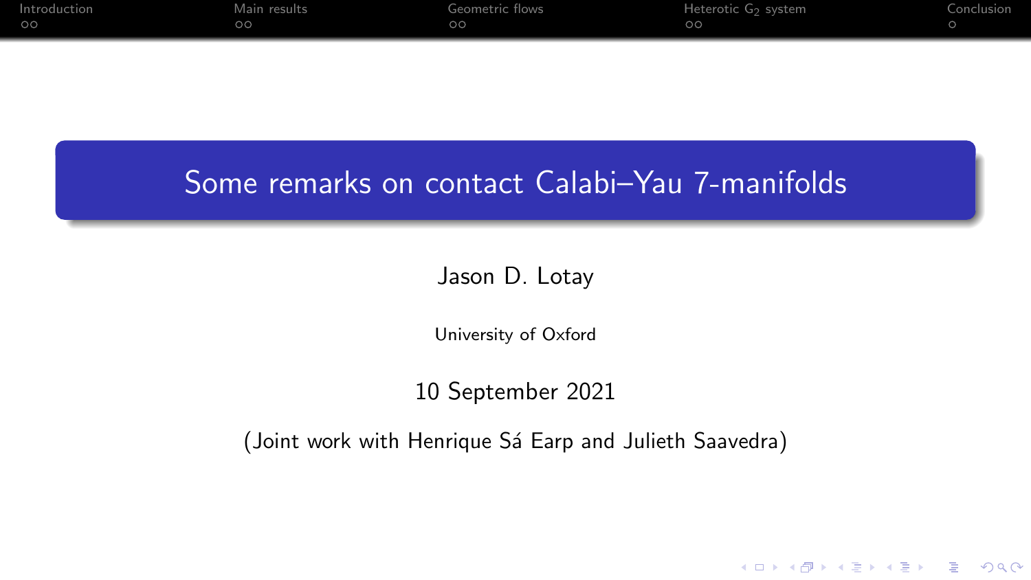# Some remarks on contact Calabi–Yau 7-manifolds

Jason D. Lotay

University of Oxford

10 September 2021

(Joint work with Henrique Sá Earp and Julieth Saavedra)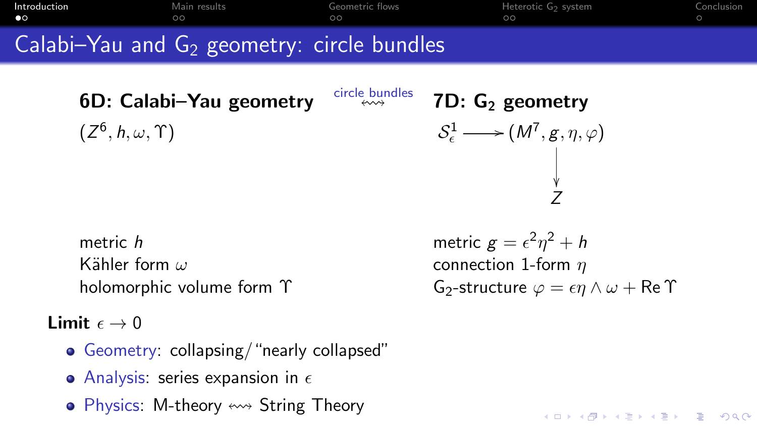# Calabi–Yau and $G_2$ geometry: circle bundles

**6D: Calabi–Yau geometry** $\xleftrightarrow{\text{circle bundles}}$ **7D: $G_2$ geometry**

$(Z^6, h, \omega, \Upsilon)$

$$\mathcal{S}^1_\epsilon \longrightarrow (M^7, g, \eta, \varphi)$$
$$\downarrow$$
$$Z$$

metric $h$
Kähler form $\omega$
holomorphic volume form $\Upsilon$

metric $g = \epsilon^2\eta^2 + h$
connection 1-form $\eta$
$G_2$-structure $\varphi = \epsilon\eta \wedge \omega + \operatorname{Re}\Upsilon$

**Limit** $\epsilon \to 0$

- Geometry: collapsing/"nearly collapsed"
- Analysis: series expansion in $\epsilon$
- Physics: M-theory $\leftrightsquigarrow$ String Theory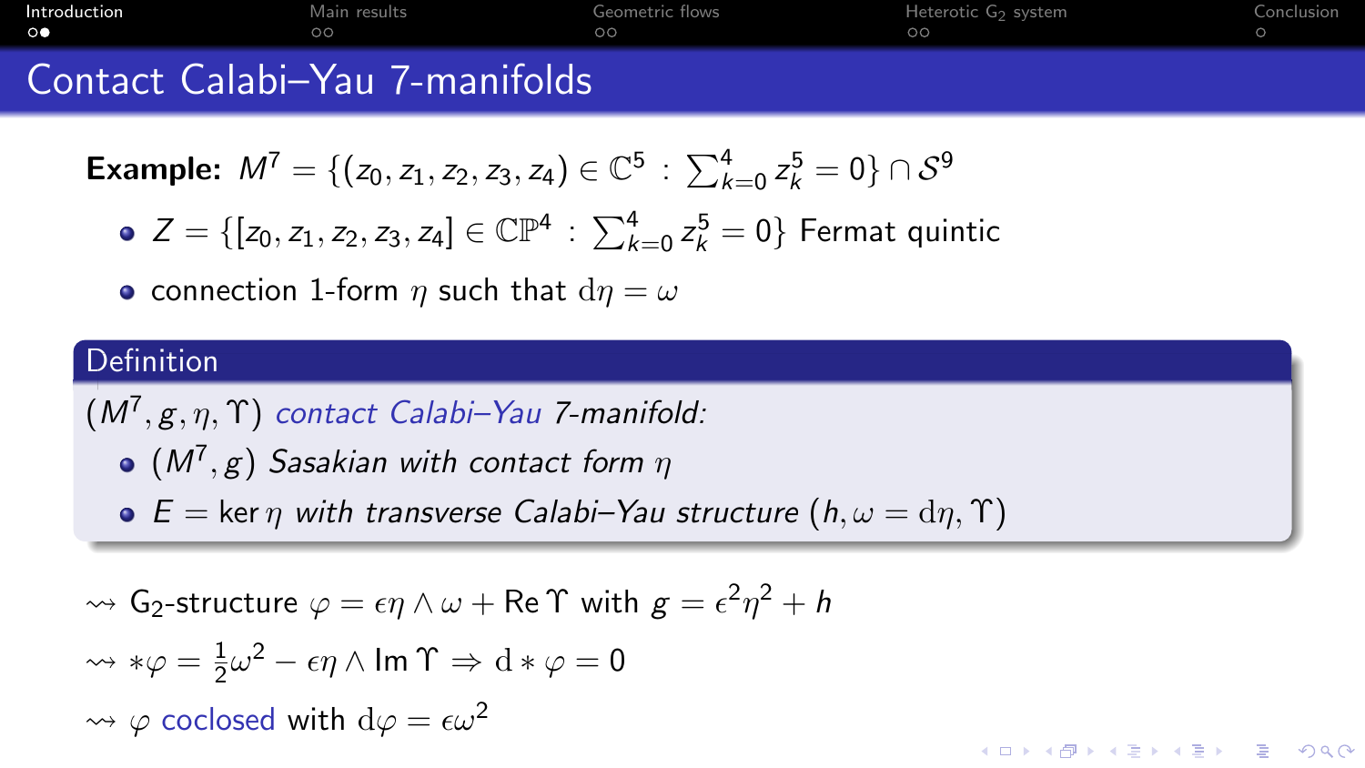## Contact Calabi–Yau 7-manifolds

**Example:** $M^7 = \{(z_0, z_1, z_2, z_3, z_4) \in \mathbb{C}^5 \,:\, \sum_{k=0}^4 z_k^5 = 0\} \cap \mathcal{S}^9$

- $Z = \{[z_0, z_1, z_2, z_3, z_4] \in \mathbb{CP}^4 \,:\, \sum_{k=0}^4 z_k^5 = 0\}$ Fermat quintic
- connection 1-form $\eta$ such that $\mathrm{d}\eta = \omega$

**Definition**

$(M^7, g, \eta, \Upsilon)$ *contact Calabi–Yau 7-manifold:*

- $(M^7, g)$ *Sasakian with contact form* $\eta$
- $E = \ker \eta$ *with transverse Calabi–Yau structure* $(h, \omega = \mathrm{d}\eta, \Upsilon)$

$\rightsquigarrow$ $G_2$-structure $\varphi = \epsilon \eta \wedge \omega + \operatorname{Re} \Upsilon$ with $g = \epsilon^2 \eta^2 + h$

$\rightsquigarrow$ $*\varphi = \frac{1}{2}\omega^2 - \epsilon \eta \wedge \operatorname{Im} \Upsilon \Rightarrow \mathrm{d} * \varphi = 0$

$\rightsquigarrow$ $\varphi$ coclosed with $\mathrm{d}\varphi = \epsilon \omega^2$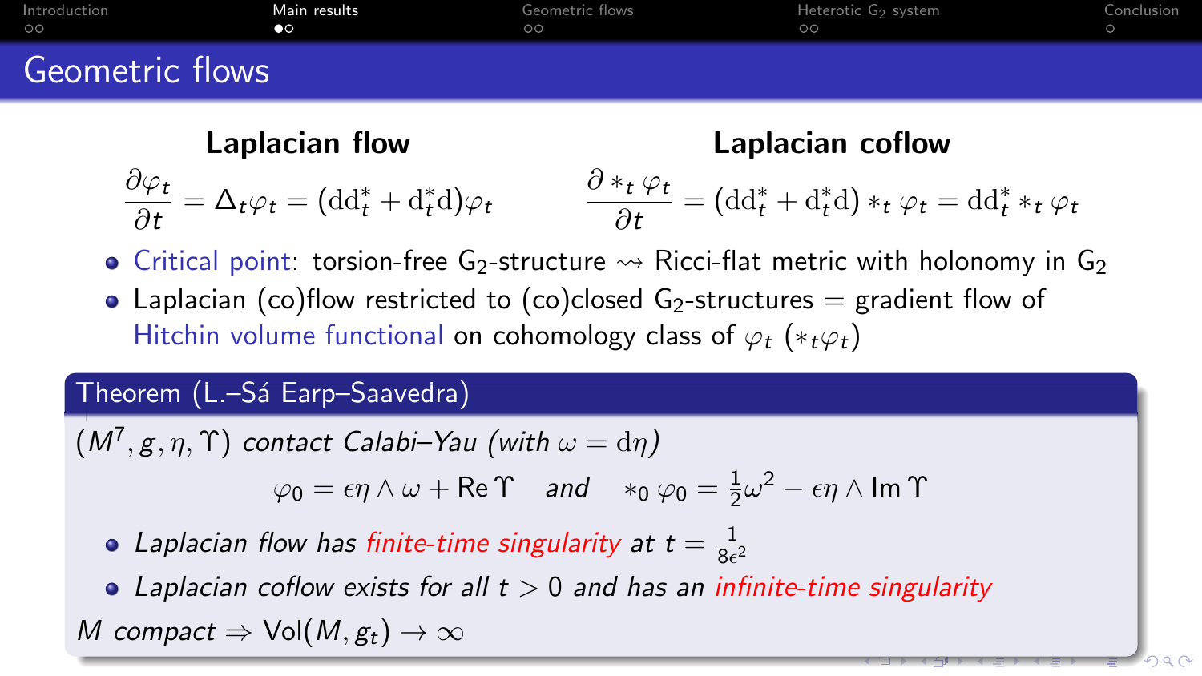# Geometric flows

**Laplacian flow**

$$\frac{\partial \varphi_t}{\partial t} = \Delta_t \varphi_t = (\mathrm{d}\mathrm{d}_t^* + \mathrm{d}_t^*\mathrm{d})\varphi_t$$

**Laplacian coflow**

$$\frac{\partial *_t \varphi_t}{\partial t} = (\mathrm{d}\mathrm{d}_t^* + \mathrm{d}_t^*\mathrm{d}) *_t \varphi_t = \mathrm{d}\mathrm{d}_t^* *_t \varphi_t$$

- Critical point: torsion-free $G_2$-structure $\rightsquigarrow$ Ricci-flat metric with holonomy in $G_2$
- Laplacian (co)flow restricted to (co)closed $G_2$-structures = gradient flow of Hitchin volume functional on cohomology class of $\varphi_t$ ($*_t\varphi_t$)

**Theorem (L.–Sá Earp–Saavedra)**

*$(M^7, g, \eta, \Upsilon)$ contact Calabi–Yau (with $\omega = \mathrm{d}\eta$)*

$$\varphi_0 = \epsilon\eta \wedge \omega + \operatorname{Re}\Upsilon \quad \text{and} \quad *_0 \varphi_0 = \tfrac{1}{2}\omega^2 - \epsilon\eta \wedge \operatorname{Im}\Upsilon$$

- *Laplacian flow has finite-time singularity at $t = \frac{1}{8\epsilon^2}$*
- *Laplacian coflow exists for all $t > 0$ and has an infinite-time singularity*

*$M$ compact $\Rightarrow$ $\operatorname{Vol}(M, g_t) \to \infty$*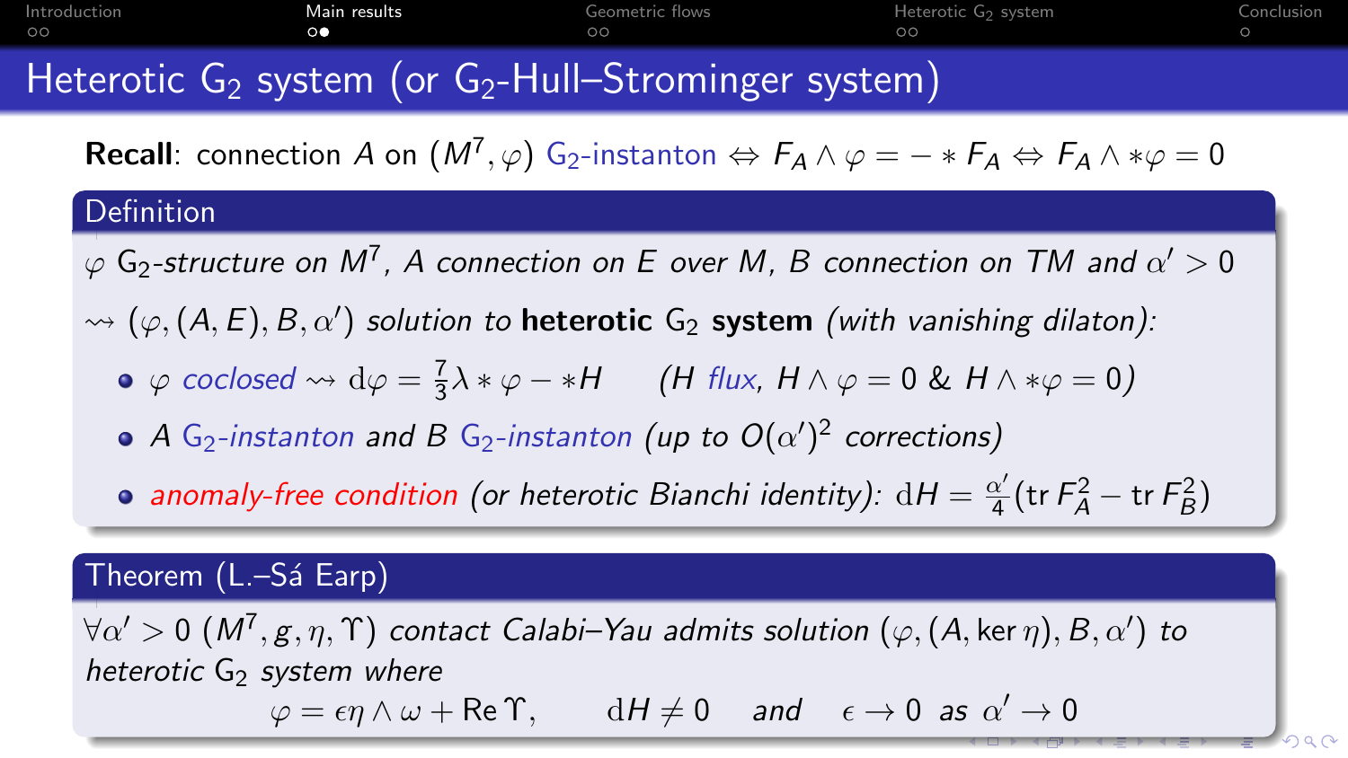# Heterotic $G_2$ system (or $G_2$-Hull–Strominger system)

**Recall**: connection $A$ on $(M^7, \varphi)$ $G_2$-instanton $\Leftrightarrow F_A \wedge \varphi = - * F_A \Leftrightarrow F_A \wedge *\varphi = 0$

## Definition

*$\varphi$ $G_2$-structure on $M^7$, $A$ connection on $E$ over $M$, $B$ connection on $TM$ and $\alpha' > 0$*

$\rightsquigarrow (\varphi, (A, E), B, \alpha')$ *solution to* **heterotic $G_2$ system** *(with vanishing dilaton):*

- *$\varphi$ coclosed $\rightsquigarrow$ $\mathrm{d}\varphi = \frac{7}{3}\lambda * \varphi - *H$ $\quad$ ($H$ flux, $H \wedge \varphi = 0$ & $H \wedge *\varphi = 0$)*
- *$A$ $G_2$-instanton and $B$ $G_2$-instanton (up to $O(\alpha')^2$ corrections)*
- *anomaly-free condition (or heterotic Bianchi identity): $\mathrm{d}H = \frac{\alpha'}{4}(\mathrm{tr}\, F_A^2 - \mathrm{tr}\, F_B^2)$*

## Theorem (L.–Sá Earp)

*$\forall \alpha' > 0$ $(M^7, g, \eta, \Upsilon)$ contact Calabi–Yau admits solution $(\varphi, (A, \ker \eta), B, \alpha')$ to heterotic $G_2$ system where*

$$\varphi = \epsilon \eta \wedge \omega + \mathrm{Re}\, \Upsilon, \qquad \mathrm{d}H \neq 0 \quad \text{and} \quad \epsilon \to 0 \text{ as } \alpha' \to 0$$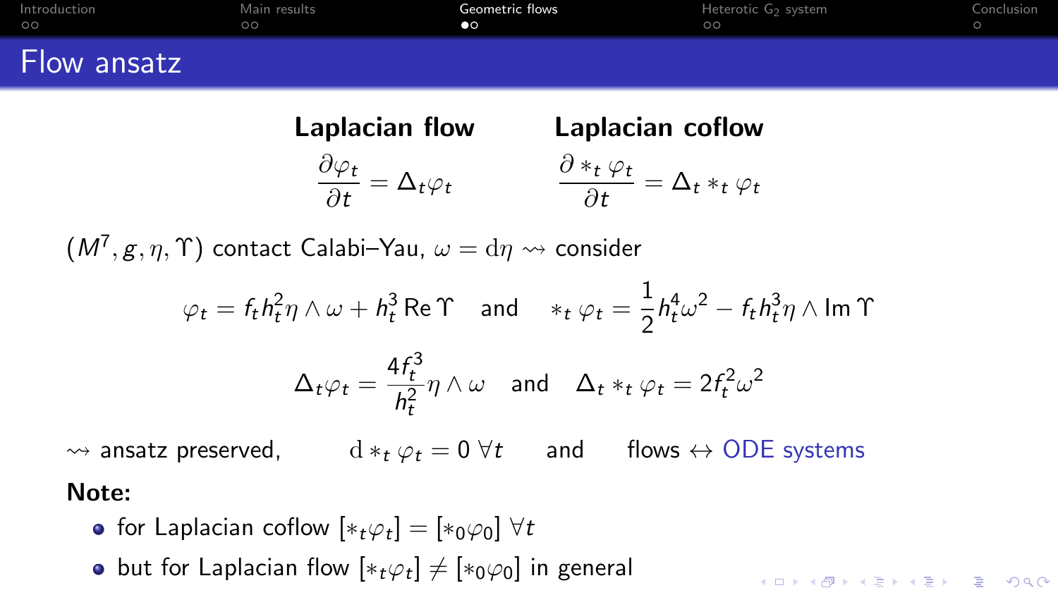# Flow ansatz

**Laplacian flow**

$$\frac{\partial \varphi_t}{\partial t} = \Delta_t \varphi_t$$

**Laplacian coflow**

$$\frac{\partial *_t \varphi_t}{\partial t} = \Delta_t *_t \varphi_t$$

$(M^7, g, \eta, \Upsilon)$ contact Calabi–Yau, $\omega = \mathrm{d}\eta \rightsquigarrow$ consider

$$\varphi_t = f_t h_t^2 \eta \wedge \omega + h_t^3 \operatorname{Re} \Upsilon \quad \text{and} \quad *_t \varphi_t = \frac{1}{2} h_t^4 \omega^2 - f_t h_t^3 \eta \wedge \operatorname{Im} \Upsilon$$

$$\Delta_t \varphi_t = \frac{4 f_t^3}{h_t^2} \eta \wedge \omega \quad \text{and} \quad \Delta_t *_t \varphi_t = 2 f_t^2 \omega^2$$

$\rightsquigarrow$ ansatz preserved, $\quad \mathrm{d} *_t \varphi_t = 0 \ \forall t \quad$ and $\quad$ flows $\leftrightarrow$ ODE systems

**Note:**

- for Laplacian coflow $[*_t \varphi_t] = [*_0 \varphi_0] \ \forall t$
- but for Laplacian flow $[*_t \varphi_t] \neq [*_0 \varphi_0]$ in general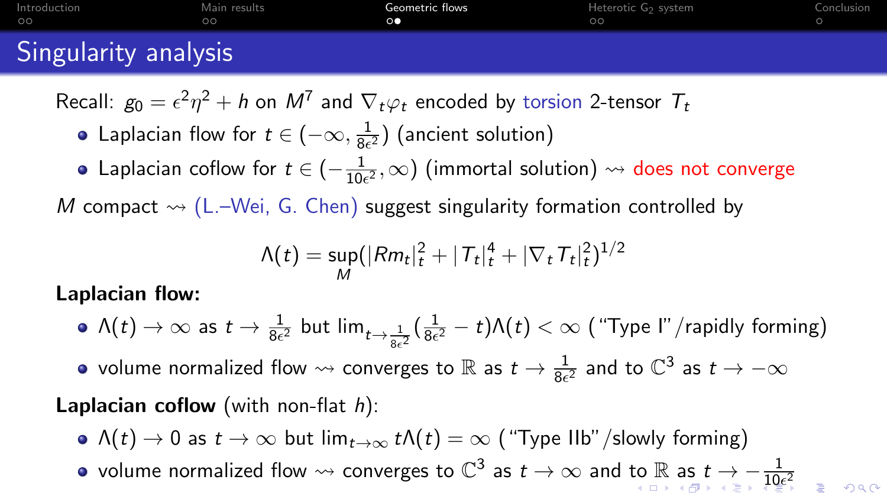# Singularity analysis

Recall: $g_0 = \epsilon^2\eta^2 + h$ on $M^7$ and $\nabla_t\varphi_t$ encoded by torsion 2-tensor $T_t$

- Laplacian flow for $t \in (-\infty, \frac{1}{8\epsilon^2})$ (ancient solution)
- Laplacian coflow for $t \in (-\frac{1}{10\epsilon^2}, \infty)$ (immortal solution) $\rightsquigarrow$ does not converge

$M$ compact $\rightsquigarrow$ (L.–Wei, G. Chen) suggest singularity formation controlled by

$$\Lambda(t) = \sup_M (|Rm_t|_t^2 + |T_t|_t^4 + |\nabla_t T_t|_t^2)^{1/2}$$

**Laplacian flow:**

- $\Lambda(t) \to \infty$ as $t \to \frac{1}{8\epsilon^2}$ but $\lim_{t \to \frac{1}{8\epsilon^2}} (\frac{1}{8\epsilon^2} - t)\Lambda(t) < \infty$ ("Type I"/rapidly forming)
- volume normalized flow $\rightsquigarrow$ converges to $\mathbb{R}$ as $t \to \frac{1}{8\epsilon^2}$ and to $\mathbb{C}^3$ as $t \to -\infty$

**Laplacian coflow** (with non-flat $h$):

- $\Lambda(t) \to 0$ as $t \to \infty$ but $\lim_{t\to\infty} t\Lambda(t) = \infty$ ("Type IIb"/slowly forming)
- volume normalized flow $\rightsquigarrow$ converges to $\mathbb{C}^3$ as $t \to \infty$ and to $\mathbb{R}$ as $t \to -\frac{1}{10\epsilon^2}$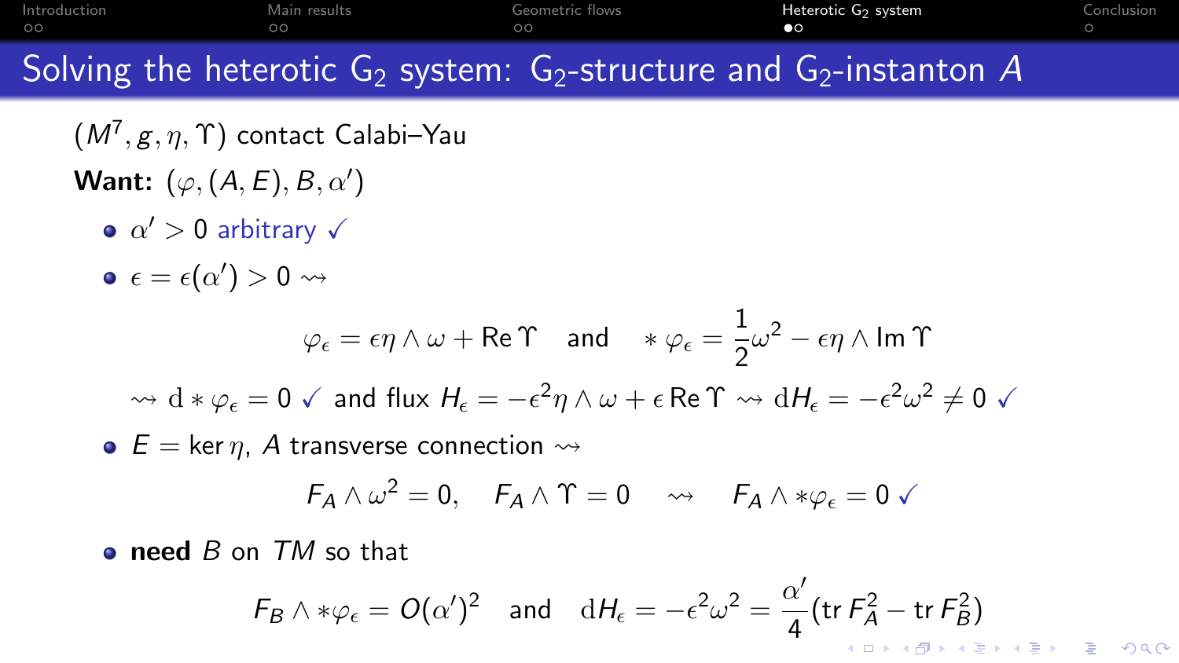# Solving the heterotic $G_2$ system: $G_2$-structure and $G_2$-instanton $A$

$(M^7, g, \eta, \Upsilon)$ contact Calabi–Yau

**Want:** $(\varphi, (A, E), B, \alpha')$

- $\alpha' > 0$ arbitrary ✓
- $\epsilon = \epsilon(\alpha') > 0 \rightsquigarrow$

$$\varphi_\epsilon = \epsilon \eta \wedge \omega + \operatorname{Re} \Upsilon \quad \text{and} \quad * \varphi_\epsilon = \frac{1}{2}\omega^2 - \epsilon \eta \wedge \operatorname{Im} \Upsilon$$

$\rightsquigarrow \mathrm{d} * \varphi_\epsilon = 0$ ✓ and flux $H_\epsilon = -\epsilon^2 \eta \wedge \omega + \epsilon \operatorname{Re} \Upsilon \rightsquigarrow \mathrm{d}H_\epsilon = -\epsilon^2 \omega^2 \neq 0$ ✓

- $E = \ker \eta$, $A$ transverse connection $\rightsquigarrow$

$$F_A \wedge \omega^2 = 0, \quad F_A \wedge \Upsilon = 0 \quad \rightsquigarrow \quad F_A \wedge * \varphi_\epsilon = 0 \ ✓$$

- **need** $B$ on $TM$ so that

$$F_B \wedge * \varphi_\epsilon = O(\alpha')^2 \quad \text{and} \quad \mathrm{d}H_\epsilon = -\epsilon^2 \omega^2 = \frac{\alpha'}{4}(\operatorname{tr} F_A^2 - \operatorname{tr} F_B^2)$$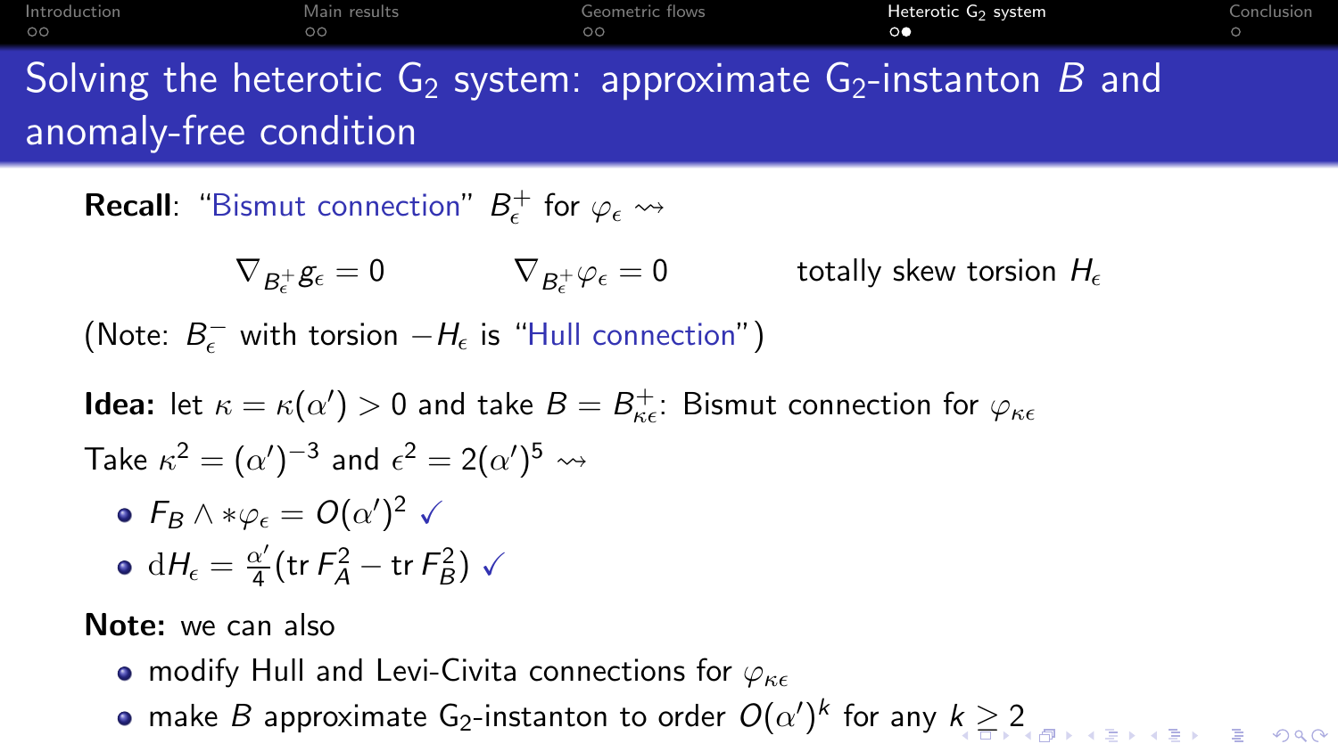# Solving the heterotic $G_2$ system: approximate $G_2$-instanton $B$ and anomaly-free condition

**Recall**: "Bismut connection" $B_\epsilon^+$ for $\varphi_\epsilon \rightsquigarrow$

$$\nabla_{B_\epsilon^+} g_\epsilon = 0 \qquad \nabla_{B_\epsilon^+} \varphi_\epsilon = 0 \qquad \text{totally skew torsion } H_\epsilon$$

(Note: $B_\epsilon^-$ with torsion $-H_\epsilon$ is "Hull connection")

**Idea:** let $\kappa = \kappa(\alpha') > 0$ and take $B = B_{\kappa\epsilon}^+$: Bismut connection for $\varphi_{\kappa\epsilon}$

Take $\kappa^2 = (\alpha')^{-3}$ and $\epsilon^2 = 2(\alpha')^5 \rightsquigarrow$

- $F_B \wedge *\varphi_\epsilon = O(\alpha')^2$ ✓
- $\mathrm{d}H_\epsilon = \frac{\alpha'}{4}(\operatorname{tr} F_A^2 - \operatorname{tr} F_B^2)$ ✓

**Note:** we can also

- modify Hull and Levi-Civita connections for $\varphi_{\kappa\epsilon}$
- make $B$ approximate $G_2$-instanton to order $O(\alpha')^k$ for any $k \geq 2$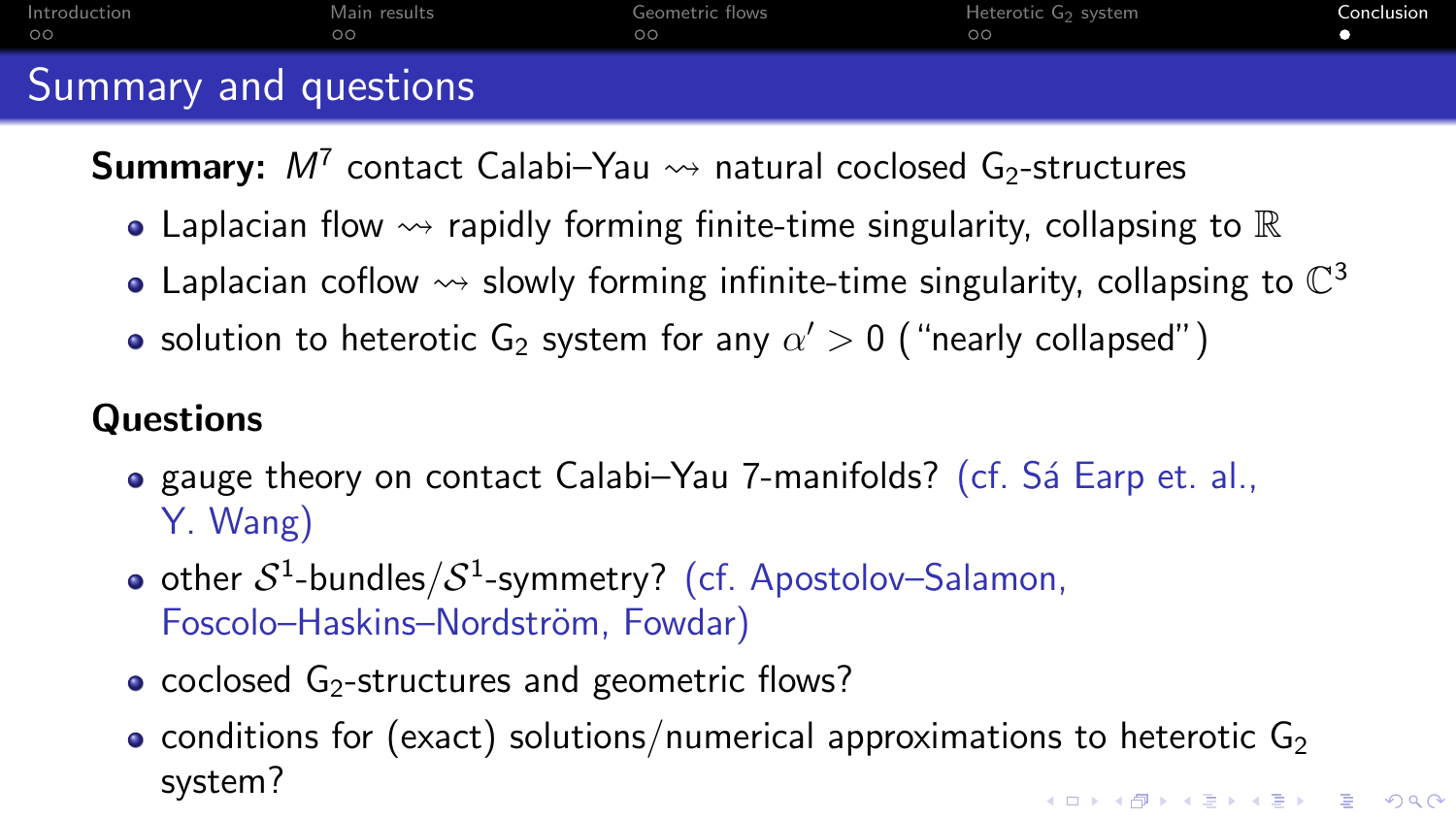# Summary and questions

**Summary:** $M^7$ contact Calabi–Yau $\rightsquigarrow$ natural coclosed $G_2$-structures

- Laplacian flow $\rightsquigarrow$ rapidly forming finite-time singularity, collapsing to $\mathbb{R}$
- Laplacian coflow $\rightsquigarrow$ slowly forming infinite-time singularity, collapsing to $\mathbb{C}^3$
- solution to heterotic $G_2$ system for any $\alpha' > 0$ ("nearly collapsed")

**Questions**

- gauge theory on contact Calabi–Yau 7-manifolds? (cf. Sá Earp et. al., Y. Wang)
- other $\mathcal{S}^1$-bundles/$\mathcal{S}^1$-symmetry? (cf. Apostolov–Salamon, Foscolo–Haskins–Nordström, Fowdar)
- coclosed $G_2$-structures and geometric flows?
- conditions for (exact) solutions/numerical approximations to heterotic $G_2$ system?